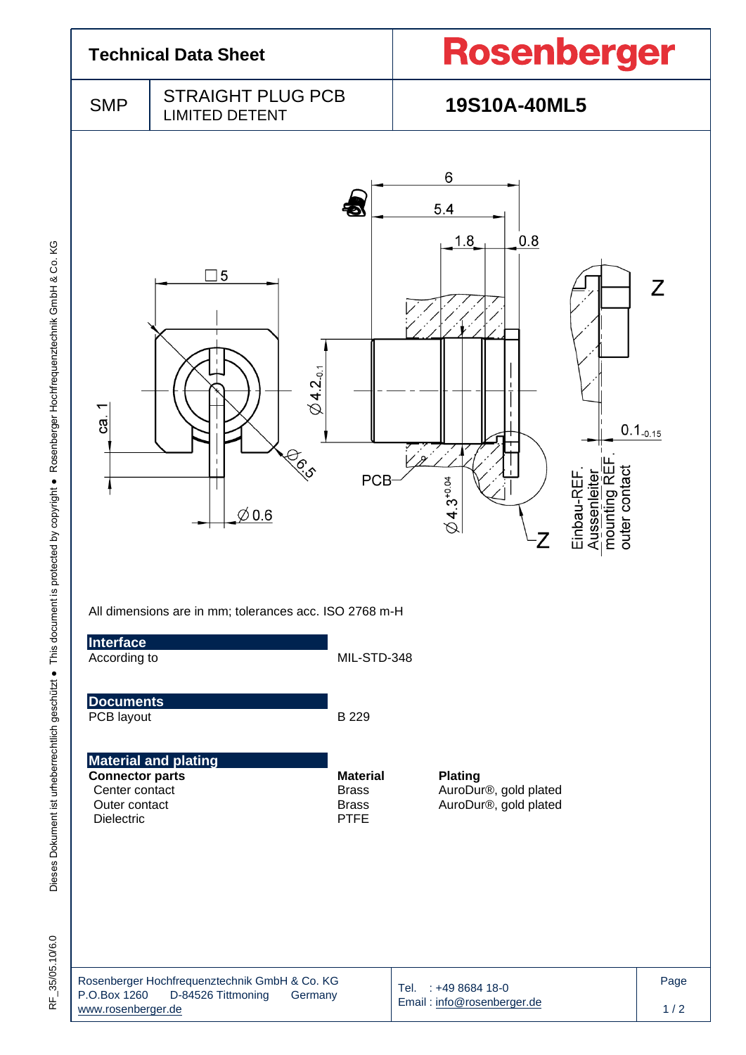# Technical Data Sheet

**Rosenberger**

| SMP | STRAIGHT PLUG PCB<br>LIMITED DETENT | **19S10A-40ML5** |
|---|---|---|

All dimensions are in mm; tolerances acc. ISO 2768 m-H

## Interface

| | |
|---|---|
| According to | MIL-STD-348 |

## Documents

| | |
|---|---|
| PCB layout | B 229 |

## Material and plating

| **Connector parts** | **Material** | **Plating** |
|---|---|---|
| Center contact | Brass | AuroDur®, gold plated |
| Outer contact | Brass | AuroDur®, gold plated |
| Dielectric | PTFE | |

Rosenberger Hochfrequenztechnik GmbH & Co. KG
P.O.Box 1260 D-84526 Tittmoning Germany
www.rosenberger.de

Tel. : +49 8684 18-0
Email : info@rosenberger.de

RF_35/05.10/6.0

Dieses Dokument ist urheberrechtlich geschützt ● This document is protected by copyright ● Rosenberger Hochfrequenztechnik GmbH & Co. KG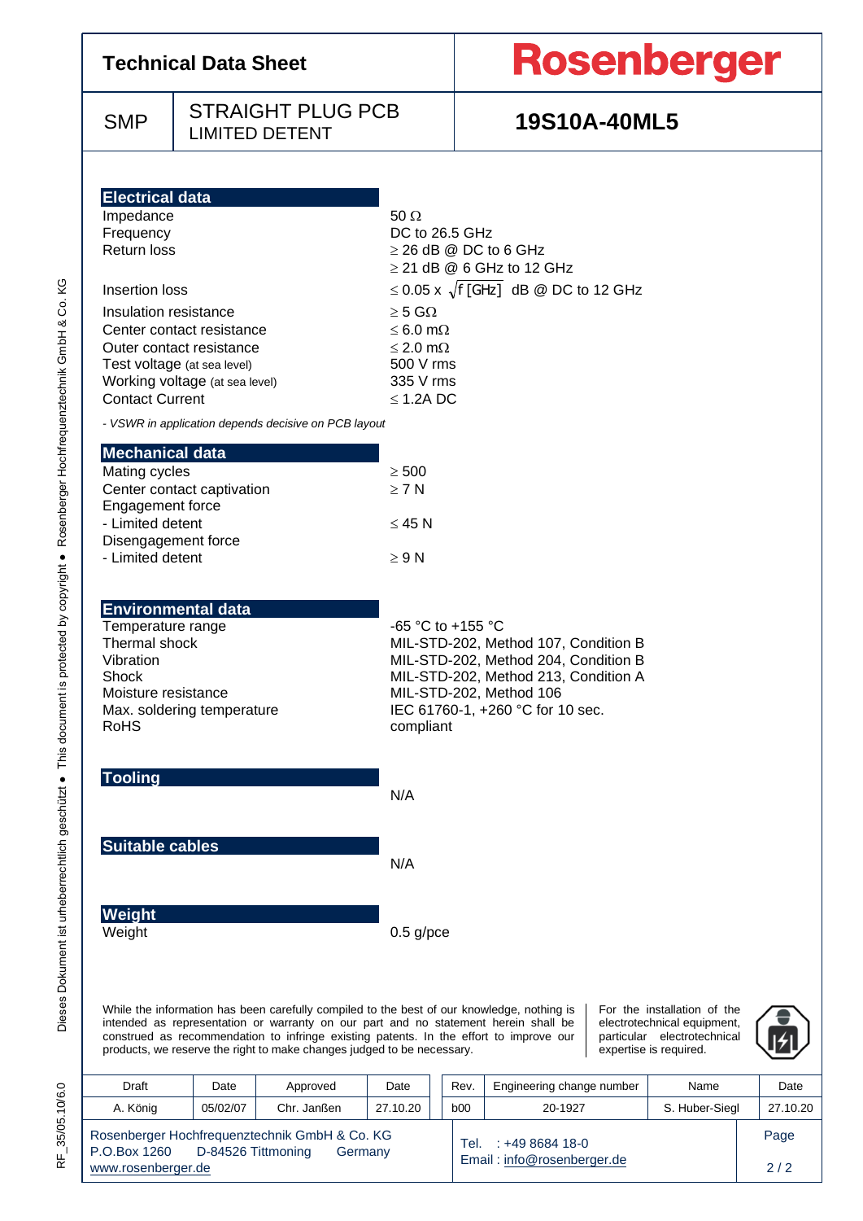# Technical Data Sheet

**Rosenberger**

| | | |
|---|---|---|
| SMP | STRAIGHT PLUG PCB LIMITED DETENT | **19S10A-40ML5** |

## Electrical data

| | |
|---|---|
| Impedance | 50 Ω |
| Frequency | DC to 26.5 GHz |
| Return loss | ≥ 26 dB @ DC to 6 GHz |
| | ≥ 21 dB @ 6 GHz to 12 GHz |
| Insertion loss | $\leq 0.05 \times \sqrt{f\,[\text{GHz}]}$ dB @ DC to 12 GHz |
| Insulation resistance | ≥ 5 GΩ |
| Center contact resistance | ≤ 6.0 mΩ |
| Outer contact resistance | ≤ 2.0 mΩ |
| Test voltage (at sea level) | 500 V rms |
| Working voltage (at sea level) | 335 V rms |
| Contact Current | ≤ 1.2A DC |

*- VSWR in application depends decisive on PCB layout*

## Mechanical data

| | |
|---|---|
| Mating cycles | ≥ 500 |
| Center contact captivation | ≥ 7 N |
| Engagement force | |
| - Limited detent | ≤ 45 N |
| Disengagement force | |
| - Limited detent | ≥ 9 N |

## Environmental data

| | |
|---|---|
| Temperature range | -65 °C to +155 °C |
| Thermal shock | MIL-STD-202, Method 107, Condition B |
| Vibration | MIL-STD-202, Method 204, Condition B |
| Shock | MIL-STD-202, Method 213, Condition A |
| Moisture resistance | MIL-STD-202, Method 106 |
| Max. soldering temperature | IEC 61760-1, +260 °C for 10 sec. |
| RoHS | compliant |

## Tooling

N/A

## Suitable cables

N/A

## Weight

| | |
|---|---|
| Weight | 0.5 g/pce |

While the information has been carefully compiled to the best of our knowledge, nothing is intended as representation or warranty on our part and no statement herein shall be construed as recommendation to infringe existing patents. In the effort to improve our products, we reserve the right to make changes judged to be necessary.

For the installation of the electrotechnical equipment, particular electrotechnical expertise is required.

| Draft | Date | Approved | Date | Rev. | Engineering change number | Name | Date |
|---|---|---|---|---|---|---|---|
| A. König | 05/02/07 | Chr. Janßen | 27.10.20 | b00 | 20-1927 | S. Huber-Siegl | 27.10.20 |

Rosenberger Hochfrequenztechnik GmbH & Co. KG
P.O.Box 1260 D-84526 Tittmoning Germany
www.rosenberger.de

Tel. : +49 8684 18-0
Email : info@rosenberger.de

Dieses Dokument ist urheberrechtlich geschützt ● This document is protected by copyright ● Rosenberger Hochfrequenztechnik GmbH & Co. KG

RF_35/05.10/6.0